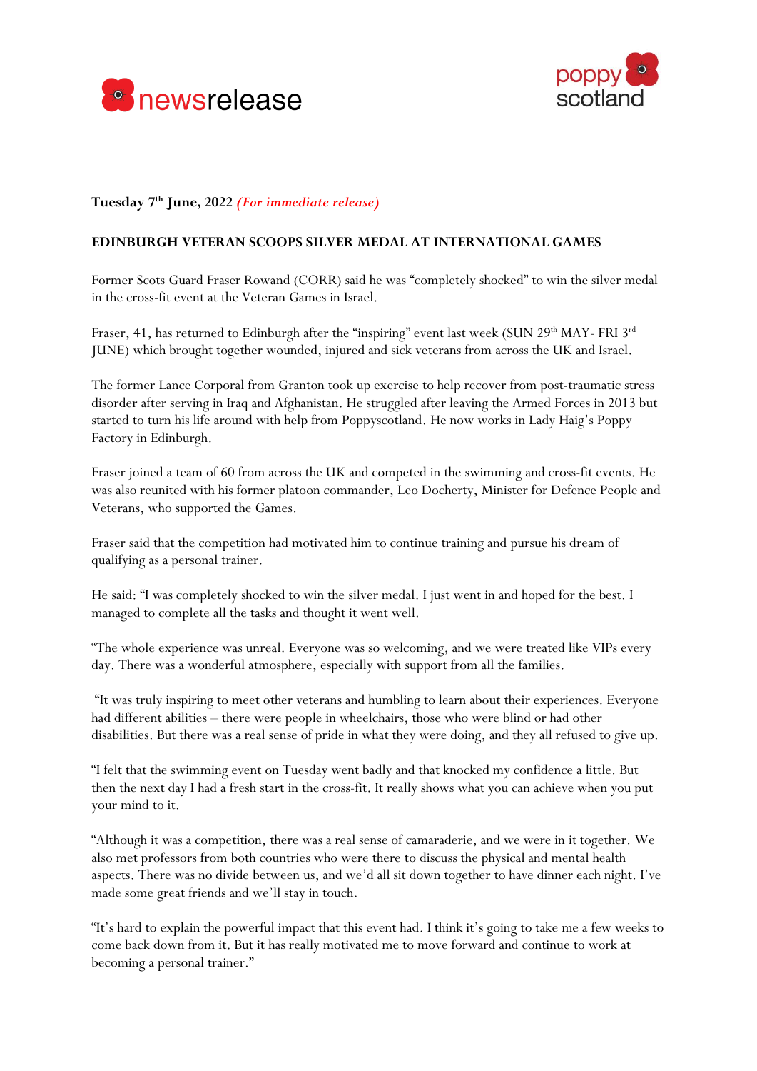newsrelease

poppy scotland

**Tuesday 7th June, 2022** ***(For immediate release)***

**EDINBURGH VETERAN SCOOPS SILVER MEDAL AT INTERNATIONAL GAMES**

Former Scots Guard Fraser Rowand (CORR) said he was "completely shocked" to win the silver medal in the cross-fit event at the Veteran Games in Israel.

Fraser, 41, has returned to Edinburgh after the "inspiring" event last week (SUN 29th MAY- FRI 3rd JUNE) which brought together wounded, injured and sick veterans from across the UK and Israel.

The former Lance Corporal from Granton took up exercise to help recover from post-traumatic stress disorder after serving in Iraq and Afghanistan. He struggled after leaving the Armed Forces in 2013 but started to turn his life around with help from Poppyscotland. He now works in Lady Haig's Poppy Factory in Edinburgh.

Fraser joined a team of 60 from across the UK and competed in the swimming and cross-fit events. He was also reunited with his former platoon commander, Leo Docherty, Minister for Defence People and Veterans, who supported the Games.

Fraser said that the competition had motivated him to continue training and pursue his dream of qualifying as a personal trainer.

He said: "I was completely shocked to win the silver medal. I just went in and hoped for the best. I managed to complete all the tasks and thought it went well.

"The whole experience was unreal. Everyone was so welcoming, and we were treated like VIPs every day. There was a wonderful atmosphere, especially with support from all the families.

"It was truly inspiring to meet other veterans and humbling to learn about their experiences. Everyone had different abilities – there were people in wheelchairs, those who were blind or had other disabilities. But there was a real sense of pride in what they were doing, and they all refused to give up.

"I felt that the swimming event on Tuesday went badly and that knocked my confidence a little. But then the next day I had a fresh start in the cross-fit. It really shows what you can achieve when you put your mind to it.

"Although it was a competition, there was a real sense of camaraderie, and we were in it together. We also met professors from both countries who were there to discuss the physical and mental health aspects. There was no divide between us, and we'd all sit down together to have dinner each night. I've made some great friends and we'll stay in touch.

"It's hard to explain the powerful impact that this event had. I think it's going to take me a few weeks to come back down from it. But it has really motivated me to move forward and continue to work at becoming a personal trainer."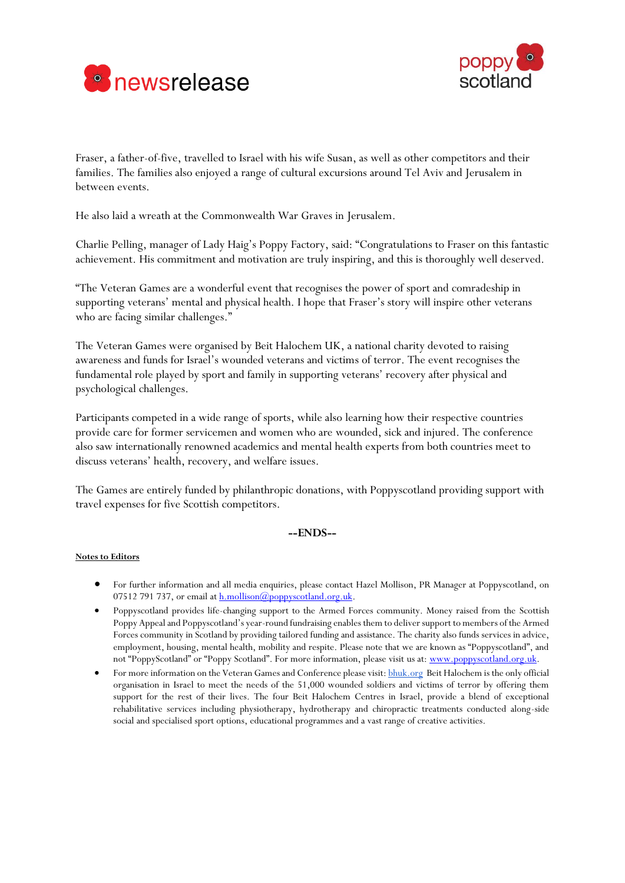Fraser, a father-of-five, travelled to Israel with his wife Susan, as well as other competitors and their families. The families also enjoyed a range of cultural excursions around Tel Aviv and Jerusalem in between events.

He also laid a wreath at the Commonwealth War Graves in Jerusalem.

Charlie Pelling, manager of Lady Haig's Poppy Factory, said: "Congratulations to Fraser on this fantastic achievement. His commitment and motivation are truly inspiring, and this is thoroughly well deserved.

"The Veteran Games are a wonderful event that recognises the power of sport and comradeship in supporting veterans' mental and physical health. I hope that Fraser's story will inspire other veterans who are facing similar challenges."

The Veteran Games were organised by Beit Halochem UK, a national charity devoted to raising awareness and funds for Israel's wounded veterans and victims of terror. The event recognises the fundamental role played by sport and family in supporting veterans' recovery after physical and psychological challenges.

Participants competed in a wide range of sports, while also learning how their respective countries provide care for former servicemen and women who are wounded, sick and injured. The conference also saw internationally renowned academics and mental health experts from both countries meet to discuss veterans' health, recovery, and welfare issues.

The Games are entirely funded by philanthropic donations, with Poppyscotland providing support with travel expenses for five Scottish competitors.

**--ENDS--**

**Notes to Editors**

- For further information and all media enquiries, please contact Hazel Mollison, PR Manager at Poppyscotland, on 07512 791 737, or email at h.mollison@poppyscotland.org.uk.
- Poppyscotland provides life-changing support to the Armed Forces community. Money raised from the Scottish Poppy Appeal and Poppyscotland's year-round fundraising enables them to deliver support to members of the Armed Forces community in Scotland by providing tailored funding and assistance. The charity also funds services in advice, employment, housing, mental health, mobility and respite. Please note that we are known as "Poppyscotland", and not "PoppyScotland" or "Poppy Scotland". For more information, please visit us at: www.poppyscotland.org.uk.
- For more information on the Veteran Games and Conference please visit: bhuk.org Beit Halochem is the only official organisation in Israel to meet the needs of the 51,000 wounded soldiers and victims of terror by offering them support for the rest of their lives. The four Beit Halochem Centres in Israel, provide a blend of exceptional rehabilitative services including physiotherapy, hydrotherapy and chiropractic treatments conducted along-side social and specialised sport options, educational programmes and a vast range of creative activities.